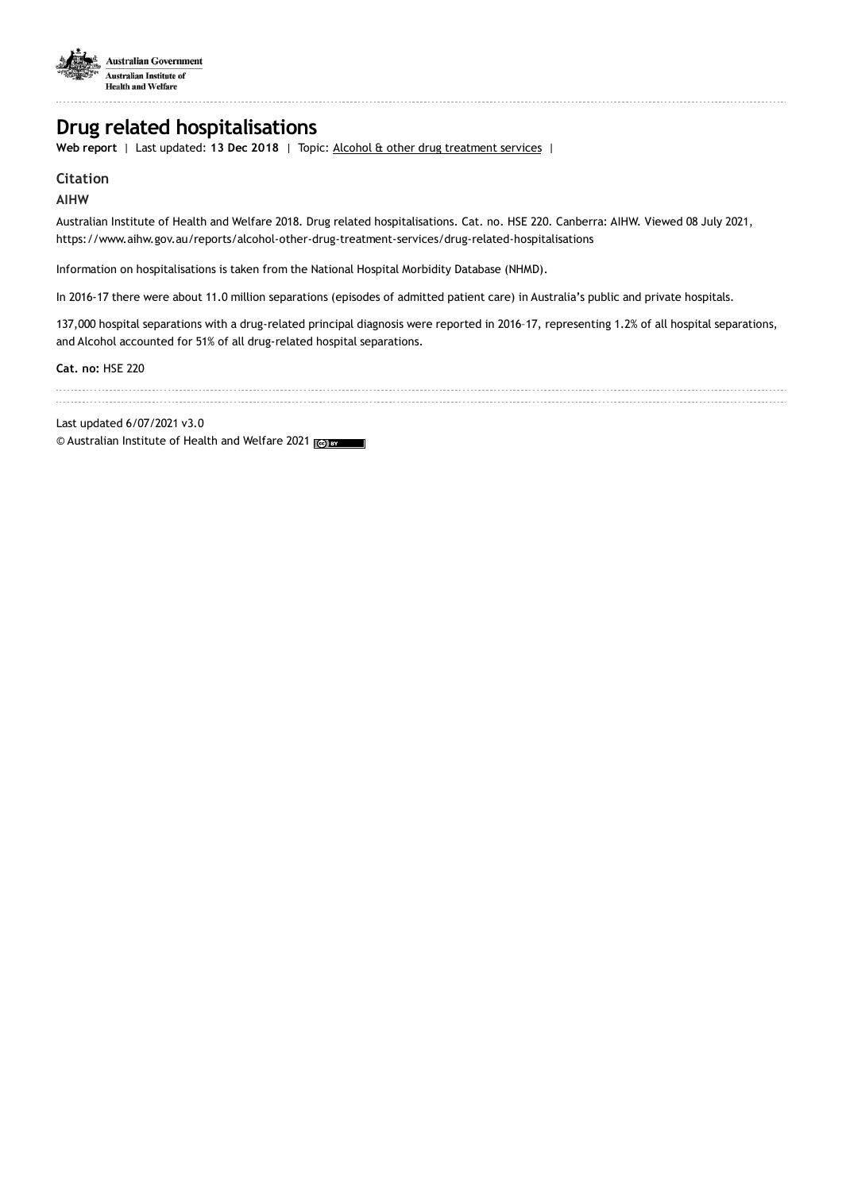Australian Government
Australian Institute of Health and Welfare

# Drug related hospitalisations

**Web report** | Last updated: **13 Dec 2018** | Topic: Alcohol & other drug treatment services |

## Citation

**AIHW**

Australian Institute of Health and Welfare 2018. Drug related hospitalisations. Cat. no. HSE 220. Canberra: AIHW. Viewed 08 July 2021, https://www.aihw.gov.au/reports/alcohol-other-drug-treatment-services/drug-related-hospitalisations

Information on hospitalisations is taken from the National Hospital Morbidity Database (NHMD).

In 2016-17 there were about 11.0 million separations (episodes of admitted patient care) in Australia's public and private hospitals.

137,000 hospital separations with a drug-related principal diagnosis were reported in 2016–17, representing 1.2% of all hospital separations, and Alcohol accounted for 51% of all drug-related hospital separations.

**Cat. no:** HSE 220

Last updated 6/07/2021 v3.0

© Australian Institute of Health and Welfare 2021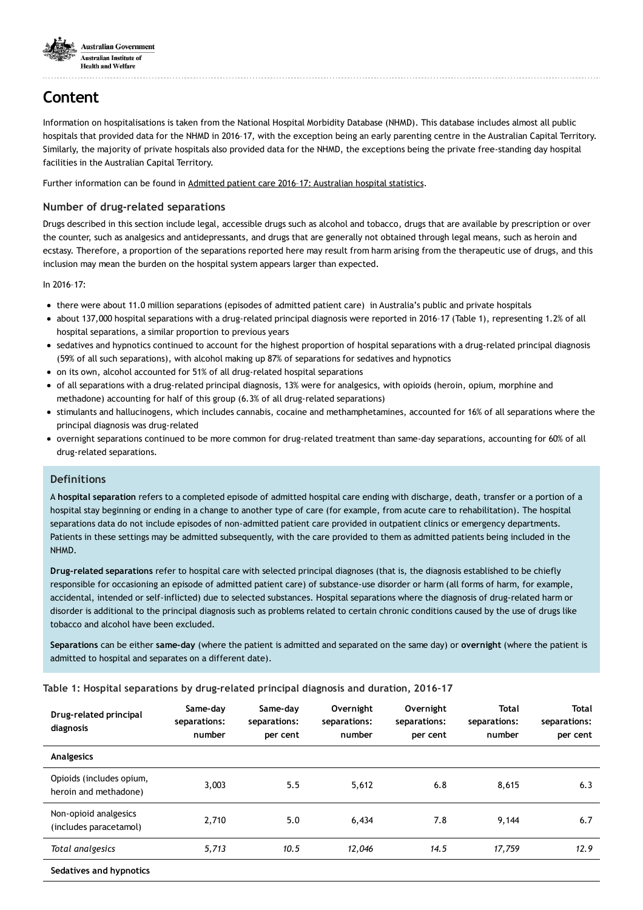# Content

Information on hospitalisations is taken from the National Hospital Morbidity Database (NHMD). This database includes almost all public hospitals that provided data for the NHMD in 2016–17, with the exception being an early parenting centre in the Australian Capital Territory. Similarly, the majority of private hospitals also provided data for the NHMD, the exceptions being the private free-standing day hospital facilities in the Australian Capital Territory.

Further information can be found in Admitted patient care 2016–17: Australian hospital statistics.

### Number of drug-related separations

Drugs described in this section include legal, accessible drugs such as alcohol and tobacco, drugs that are available by prescription or over the counter, such as analgesics and antidepressants, and drugs that are generally not obtained through legal means, such as heroin and ecstasy. Therefore, a proportion of the separations reported here may result from harm arising from the therapeutic use of drugs, and this inclusion may mean the burden on the hospital system appears larger than expected.

In 2016–17:

- there were about 11.0 million separations (episodes of admitted patient care) in Australia's public and private hospitals
- about 137,000 hospital separations with a drug-related principal diagnosis were reported in 2016–17 (Table 1), representing 1.2% of all hospital separations, a similar proportion to previous years
- sedatives and hypnotics continued to account for the highest proportion of hospital separations with a drug-related principal diagnosis (59% of all such separations), with alcohol making up 87% of separations for sedatives and hypnotics
- on its own, alcohol accounted for 51% of all drug-related hospital separations
- of all separations with a drug-related principal diagnosis, 13% were for analgesics, with opioids (heroin, opium, morphine and methadone) accounting for half of this group (6.3% of all drug-related separations)
- stimulants and hallucinogens, which includes cannabis, cocaine and methamphetamines, accounted for 16% of all separations where the principal diagnosis was drug-related
- overnight separations continued to be more common for drug-related treatment than same-day separations, accounting for 60% of all drug-related separations.

### Definitions

A **hospital separation** refers to a completed episode of admitted hospital care ending with discharge, death, transfer or a portion of a hospital stay beginning or ending in a change to another type of care (for example, from acute care to rehabilitation). The hospital separations data do not include episodes of non-admitted patient care provided in outpatient clinics or emergency departments. Patients in these settings may be admitted subsequently, with the care provided to them as admitted patients being included in the NHMD.

**Drug-related separations** refer to hospital care with selected principal diagnoses (that is, the diagnosis established to be chiefly responsible for occasioning an episode of admitted patient care) of substance-use disorder or harm (all forms of harm, for example, accidental, intended or self-inflicted) due to selected substances. Hospital separations where the diagnosis of drug-related harm or disorder is additional to the principal diagnosis such as problems related to certain chronic conditions caused by the use of drugs like tobacco and alcohol have been excluded.

**Separations** can be either **same-day** (where the patient is admitted and separated on the same day) or **overnight** (where the patient is admitted to hospital and separates on a different date).

**Table 1: Hospital separations by drug-related principal diagnosis and duration, 2016–17**

| Drug-related principal diagnosis | Same-day separations: number | Same-day separations: per cent | Overnight separations: number | Overnight separations: per cent | Total separations: number | Total separations: per cent |
|---|---|---|---|---|---|---|
| **Analgesics** | | | | | | |
| Opioids (includes opium, heroin and methadone) | 3,003 | 5.5 | 5,612 | 6.8 | 8,615 | 6.3 |
| Non-opioid analgesics (includes paracetamol) | 2,710 | 5.0 | 6,434 | 7.8 | 9,144 | 6.7 |
| *Total analgesics* | *5,713* | *10.5* | *12,046* | *14.5* | *17,759* | *12.9* |
| **Sedatives and hypnotics** | | | | | | |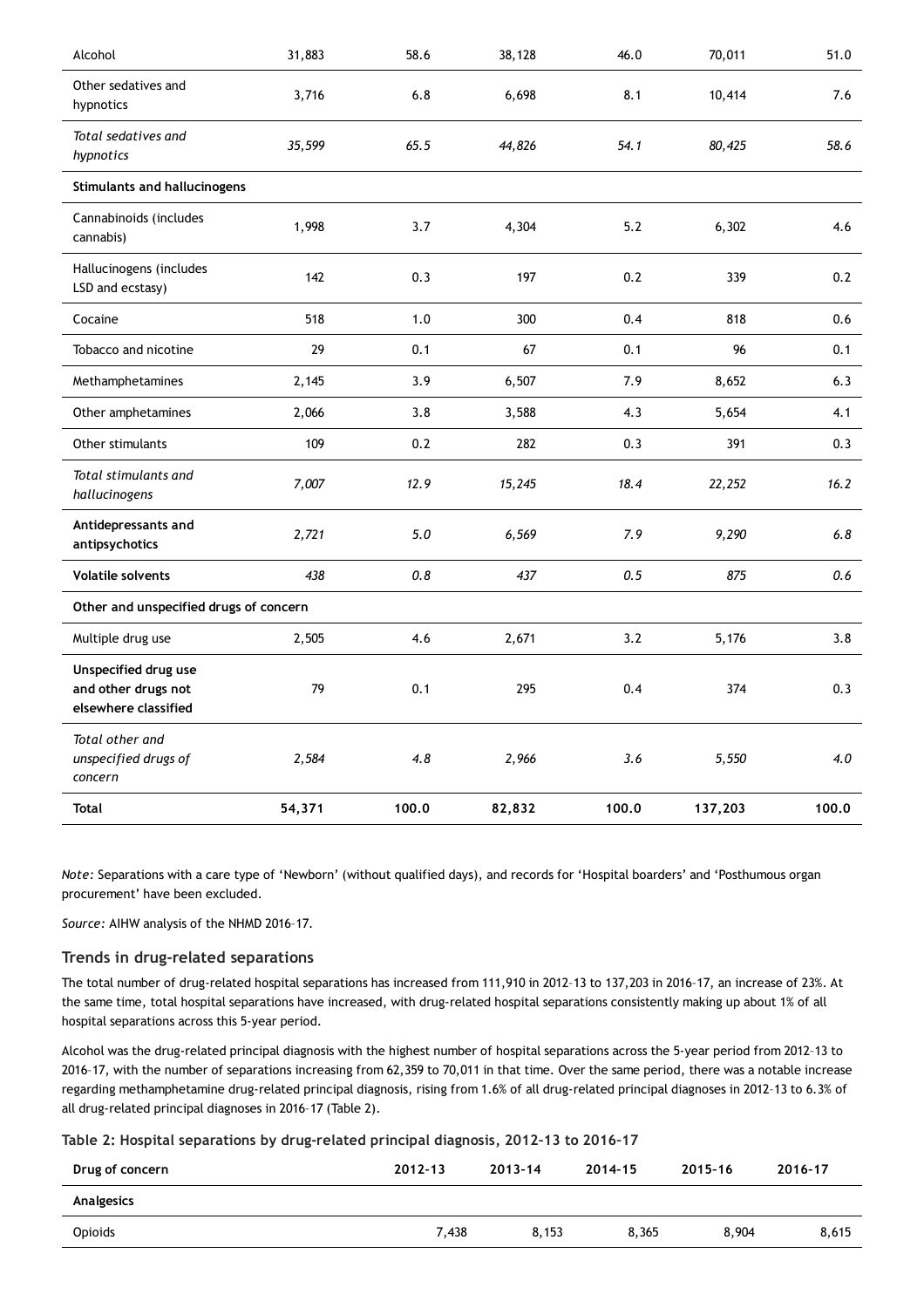| | | | | | | |
|---|---|---|---|---|---|---|
| Alcohol | 31,883 | 58.6 | 38,128 | 46.0 | 70,011 | 51.0 |
| Other sedatives and hypnotics | 3,716 | 6.8 | 6,698 | 8.1 | 10,414 | 7.6 |
| *Total sedatives and hypnotics* | *35,599* | *65.5* | *44,826* | *54.1* | *80,425* | *58.6* |
| **Stimulants and hallucinogens** | | | | | | |
| Cannabinoids (includes cannabis) | 1,998 | 3.7 | 4,304 | 5.2 | 6,302 | 4.6 |
| Hallucinogens (includes LSD and ecstasy) | 142 | 0.3 | 197 | 0.2 | 339 | 0.2 |
| Cocaine | 518 | 1.0 | 300 | 0.4 | 818 | 0.6 |
| Tobacco and nicotine | 29 | 0.1 | 67 | 0.1 | 96 | 0.1 |
| Methamphetamines | 2,145 | 3.9 | 6,507 | 7.9 | 8,652 | 6.3 |
| Other amphetamines | 2,066 | 3.8 | 3,588 | 4.3 | 5,654 | 4.1 |
| Other stimulants | 109 | 0.2 | 282 | 0.3 | 391 | 0.3 |
| *Total stimulants and hallucinogens* | *7,007* | *12.9* | *15,245* | *18.4* | *22,252* | *16.2* |
| **Antidepressants and antipsychotics** | *2,721* | *5.0* | *6,569* | *7.9* | *9,290* | *6.8* |
| **Volatile solvents** | *438* | *0.8* | *437* | *0.5* | *875* | *0.6* |
| **Other and unspecified drugs of concern** | | | | | | |
| Multiple drug use | 2,505 | 4.6 | 2,671 | 3.2 | 5,176 | 3.8 |
| **Unspecified drug use and other drugs not elsewhere classified** | 79 | 0.1 | 295 | 0.4 | 374 | 0.3 |
| *Total other and unspecified drugs of concern* | *2,584* | *4.8* | *2,966* | *3.6* | *5,550* | *4.0* |
| **Total** | **54,371** | **100.0** | **82,832** | **100.0** | **137,203** | **100.0** |

*Note:* Separations with a care type of 'Newborn' (without qualified days), and records for 'Hospital boarders' and 'Posthumous organ procurement' have been excluded.

*Source:* AIHW analysis of the NHMD 2016–17.

### Trends in drug-related separations

The total number of drug-related hospital separations has increased from 111,910 in 2012–13 to 137,203 in 2016–17, an increase of 23%. At the same time, total hospital separations have increased, with drug-related hospital separations consistently making up about 1% of all hospital separations across this 5-year period.

Alcohol was the drug-related principal diagnosis with the highest number of hospital separations across the 5-year period from 2012–13 to 2016–17, with the number of separations increasing from 62,359 to 70,011 in that time. Over the same period, there was a notable increase regarding methamphetamine drug-related principal diagnosis, rising from 1.6% of all drug-related principal diagnoses in 2012–13 to 6.3% of all drug-related principal diagnoses in 2016–17 (Table 2).

**Table 2: Hospital separations by drug-related principal diagnosis, 2012–13 to 2016–17**

| Drug of concern | 2012-13 | 2013-14 | 2014-15 | 2015-16 | 2016-17 |
|---|---|---|---|---|---|
| **Analgesics** | | | | | |
| Opioids | 7,438 | 8,153 | 8,365 | 8,904 | 8,615 |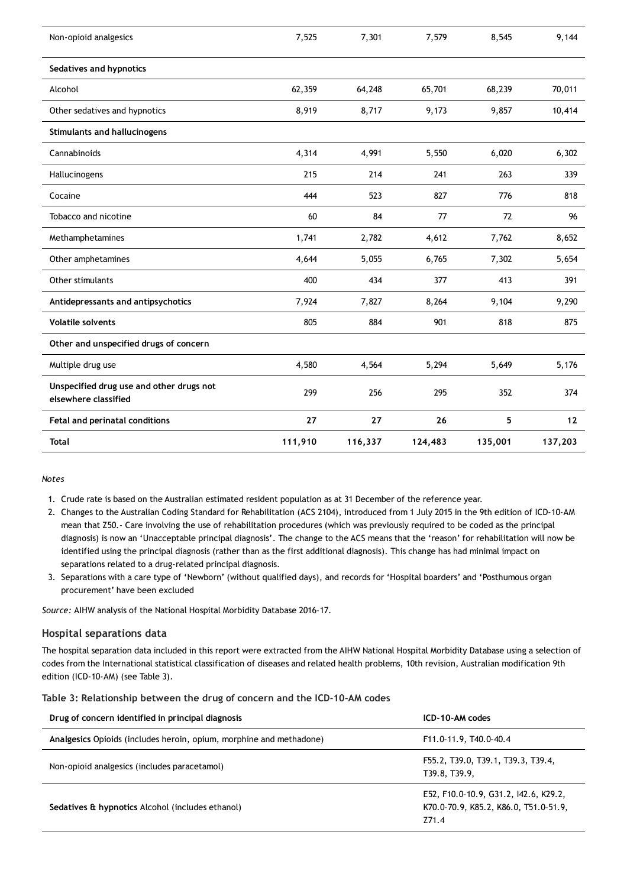| | | | | | |
|---|---|---|---|---|---|
| Non-opioid analgesics | 7,525 | 7,301 | 7,579 | 8,545 | 9,144 |
| **Sedatives and hypnotics** | | | | | |
| Alcohol | 62,359 | 64,248 | 65,701 | 68,239 | 70,011 |
| Other sedatives and hypnotics | 8,919 | 8,717 | 9,173 | 9,857 | 10,414 |
| **Stimulants and hallucinogens** | | | | | |
| Cannabinoids | 4,314 | 4,991 | 5,550 | 6,020 | 6,302 |
| Hallucinogens | 215 | 214 | 241 | 263 | 339 |
| Cocaine | 444 | 523 | 827 | 776 | 818 |
| Tobacco and nicotine | 60 | 84 | 77 | 72 | 96 |
| Methamphetamines | 1,741 | 2,782 | 4,612 | 7,762 | 8,652 |
| Other amphetamines | 4,644 | 5,055 | 6,765 | 7,302 | 5,654 |
| Other stimulants | 400 | 434 | 377 | 413 | 391 |
| **Antidepressants and antipsychotics** | 7,924 | 7,827 | 8,264 | 9,104 | 9,290 |
| **Volatile solvents** | 805 | 884 | 901 | 818 | 875 |
| **Other and unspecified drugs of concern** | | | | | |
| Multiple drug use | 4,580 | 4,564 | 5,294 | 5,649 | 5,176 |
| **Unspecified drug use and other drugs not elsewhere classified** | 299 | 256 | 295 | 352 | 374 |
| **Fetal and perinatal conditions** | **27** | **27** | **26** | **5** | **12** |
| **Total** | **111,910** | **116,337** | **124,483** | **135,001** | **137,203** |

*Notes*

1. Crude rate is based on the Australian estimated resident population as at 31 December of the reference year.
2. Changes to the Australian Coding Standard for Rehabilitation (ACS 2104), introduced from 1 July 2015 in the 9th edition of ICD-10-AM mean that Z50.- Care involving the use of rehabilitation procedures (which was previously required to be coded as the principal diagnosis) is now an 'Unacceptable principal diagnosis'. The change to the ACS means that the 'reason' for rehabilitation will now be identified using the principal diagnosis (rather than as the first additional diagnosis). This change has had minimal impact on separations related to a drug-related principal diagnosis.
3. Separations with a care type of 'Newborn' (without qualified days), and records for 'Hospital boarders' and 'Posthumous organ procurement' have been excluded

*Source:* AIHW analysis of the National Hospital Morbidity Database 2016–17.

### Hospital separations data

The hospital separation data included in this report were extracted from the AIHW National Hospital Morbidity Database using a selection of codes from the International statistical classification of diseases and related health problems, 10th revision, Australian modification 9th edition (ICD-10-AM) (see Table 3).

**Table 3: Relationship between the drug of concern and the ICD-10-AM codes**

| Drug of concern identified in principal diagnosis | ICD-10-AM codes |
|---|---|
| **Analgesics** Opioids (includes heroin, opium, morphine and methadone) | F11.0–11.9, T40.0–40.4 |
| Non-opioid analgesics (includes paracetamol) | F55.2, T39.0, T39.1, T39.3, T39.4, T39.8, T39.9, |
| **Sedatives & hypnotics** Alcohol (includes ethanol) | E52, F10.0–10.9, G31.2, I42.6, K29.2, K70.0–70.9, K85.2, K86.0, T51.0–51.9, Z71.4 |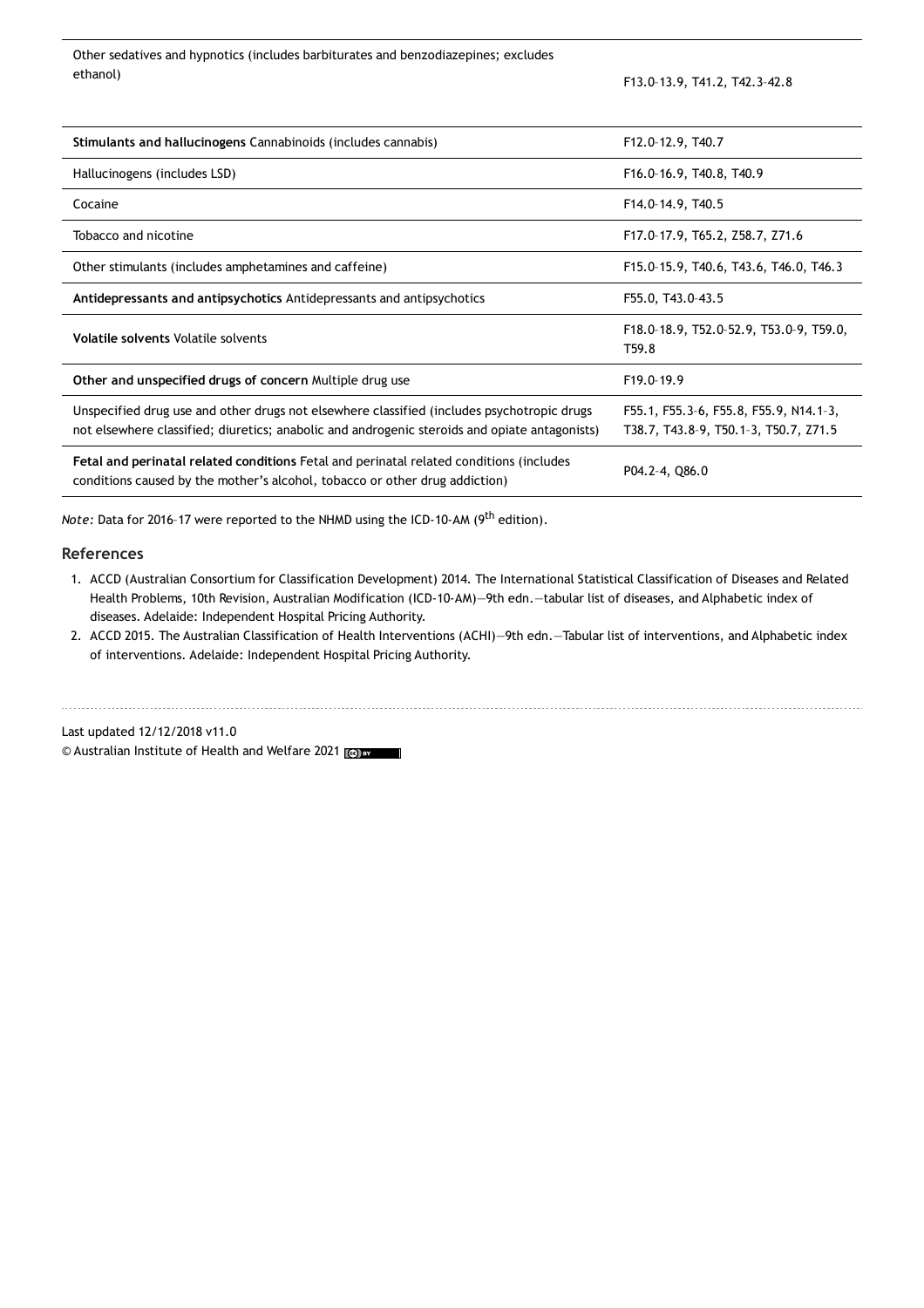| | |
|---|---|
| Other sedatives and hypnotics (includes barbiturates and benzodiazepines; excludes ethanol) | F13.0–13.9, T41.2, T42.3–42.8 |
| **Stimulants and hallucinogens** Cannabinoids (includes cannabis) | F12.0–12.9, T40.7 |
| Hallucinogens (includes LSD) | F16.0–16.9, T40.8, T40.9 |
| Cocaine | F14.0–14.9, T40.5 |
| Tobacco and nicotine | F17.0–17.9, T65.2, Z58.7, Z71.6 |
| Other stimulants (includes amphetamines and caffeine) | F15.0–15.9, T40.6, T43.6, T46.0, T46.3 |
| **Antidepressants and antipsychotics** Antidepressants and antipsychotics | F55.0, T43.0–43.5 |
| **Volatile solvents** Volatile solvents | F18.0–18.9, T52.0–52.9, T53.0–9, T59.0, T59.8 |
| **Other and unspecified drugs of concern** Multiple drug use | F19.0–19.9 |
| Unspecified drug use and other drugs not elsewhere classified (includes psychotropic drugs not elsewhere classified; diuretics; anabolic and androgenic steroids and opiate antagonists) | F55.1, F55.3–6, F55.8, F55.9, N14.1–3, T38.7, T43.8–9, T50.1–3, T50.7, Z71.5 |
| **Fetal and perinatal related conditions** Fetal and perinatal related conditions (includes conditions caused by the mother's alcohol, tobacco or other drug addiction) | P04.2–4, Q86.0 |

*Note:* Data for 2016–17 were reported to the NHMD using the ICD-10-AM (9th edition).

## References

1. ACCD (Australian Consortium for Classification Development) 2014. The International Statistical Classification of Diseases and Related Health Problems, 10th Revision, Australian Modification (ICD-10-AM)—9th edn.—tabular list of diseases, and Alphabetic index of diseases. Adelaide: Independent Hospital Pricing Authority.
2. ACCD 2015. The Australian Classification of Health Interventions (ACHI)—9th edn.—Tabular list of interventions, and Alphabetic index of interventions. Adelaide: Independent Hospital Pricing Authority.

Last updated 12/12/2018 v11.0
© Australian Institute of Health and Welfare 2021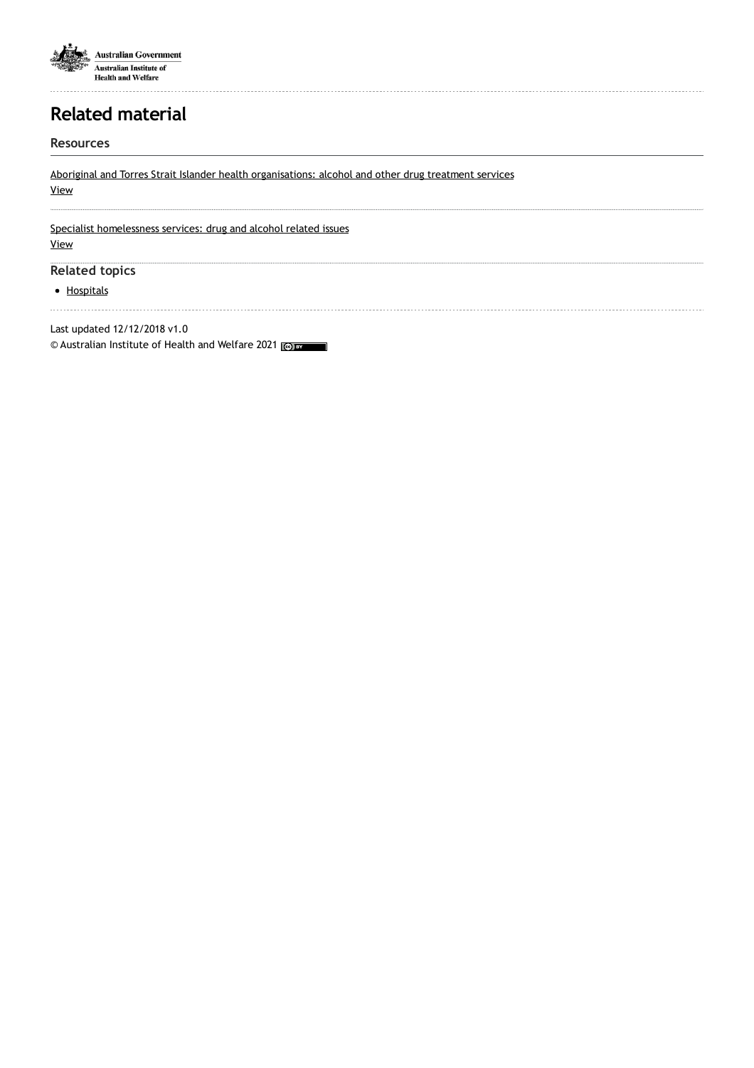# Related material

## Resources

Aboriginal and Torres Strait Islander health organisations: alcohol and other drug treatment services
View

Specialist homelessness services: drug and alcohol related issues
View

## Related topics

- Hospitals

Last updated 12/12/2018 v1.0
© Australian Institute of Health and Welfare 2021